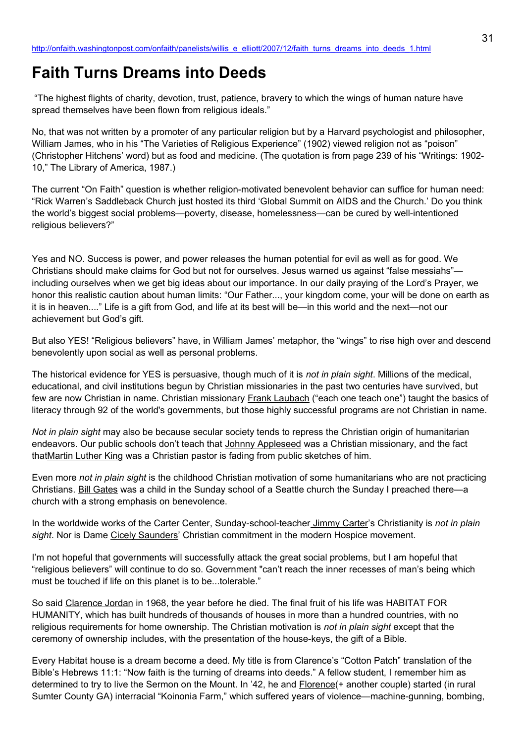http://onfaith.washingtonpost.com/onfaith/panelists/willis_e_elliott/2007/12/faith_turns_dreams_into_deeds_1.html

# Faith Turns Dreams into Deeds

"The highest flights of charity, devotion, trust, patience, bravery to which the wings of human nature have spread themselves have been flown from religious ideals."

No, that was not written by a promoter of any particular religion but by a Harvard psychologist and philosopher, William James, who in his "The Varieties of Religious Experience" (1902) viewed religion not as "poison" (Christopher Hitchens' word) but as food and medicine. (The quotation is from page 239 of his "Writings: 1902-10," The Library of America, 1987.)

The current "On Faith" question is whether religion-motivated benevolent behavior can suffice for human need: "Rick Warren's Saddleback Church just hosted its third 'Global Summit on AIDS and the Church.' Do you think the world's biggest social problems—poverty, disease, homelessness—can be cured by well-intentioned religious believers?"

Yes and NO. Success is power, and power releases the human potential for evil as well as for good. We Christians should make claims for God but not for ourselves. Jesus warned us against "false messiahs"—including ourselves when we get big ideas about our importance. In our daily praying of the Lord's Prayer, we honor this realistic caution about human limits: "Our Father..., your kingdom come, your will be done on earth as it is in heaven...." Life is a gift from God, and life at its best will be—in this world and the next—not our achievement but God's gift.

But also YES! "Religious believers" have, in William James' metaphor, the "wings" to rise high over and descend benevolently upon social as well as personal problems.

The historical evidence for YES is persuasive, though much of it is *not in plain sight*. Millions of the medical, educational, and civil institutions begun by Christian missionaries in the past two centuries have survived, but few are now Christian in name. Christian missionary Frank Laubach ("each one teach one") taught the basics of literacy through 92 of the world's governments, but those highly successful programs are not Christian in name.

*Not in plain sight* may also be because secular society tends to repress the Christian origin of humanitarian endeavors. Our public schools don't teach that Johnny Appleseed was a Christian missionary, and the fact thatMartin Luther King was a Christian pastor is fading from public sketches of him.

Even more *not in plain sight* is the childhood Christian motivation of some humanitarians who are not practicing Christians. Bill Gates was a child in the Sunday school of a Seattle church the Sunday I preached there—a church with a strong emphasis on benevolence.

In the worldwide works of the Carter Center, Sunday-school-teacher Jimmy Carter's Christianity is *not in plain sight*. Nor is Dame Cicely Saunders' Christian commitment in the modern Hospice movement.

I'm not hopeful that governments will successfully attack the great social problems, but I am hopeful that "religious believers" will continue to do so. Government "can't reach the inner recesses of man's being which must be touched if life on this planet is to be...tolerable."

So said Clarence Jordan in 1968, the year before he died. The final fruit of his life was HABITAT FOR HUMANITY, which has built hundreds of thousands of houses in more than a hundred countries, with no religious requirements for home ownership. The Christian motivation is *not in plain sight* except that the ceremony of ownership includes, with the presentation of the house-keys, the gift of a Bible.

Every Habitat house is a dream become a deed. My title is from Clarence's "Cotton Patch" translation of the Bible's Hebrews 11:1: "Now faith is the turning of dreams into deeds." A fellow student, I remember him as determined to try to live the Sermon on the Mount. In '42, he and Florence(+ another couple) started (in rural Sumter County GA) interracial "Koinonia Farm," which suffered years of violence—machine-gunning, bombing,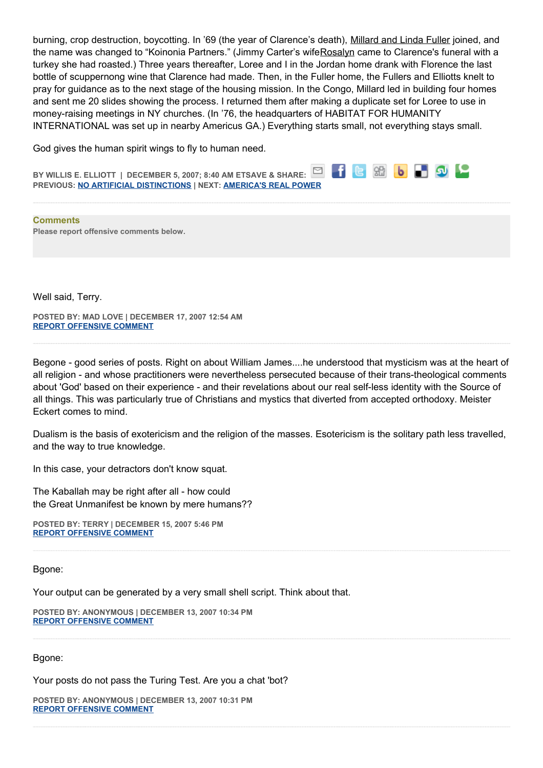burning, crop destruction, boycotting. In '69 (the year of Clarence's death), Millard and Linda Fuller joined, and the name was changed to "Koinonia Partners." (Jimmy Carter's wifeRosalyn came to Clarence's funeral with a turkey she had roasted.) Three years thereafter, Loree and I in the Jordan home drank with Florence the last bottle of scuppernong wine that Clarence had made. Then, in the Fuller home, the Fullers and Elliotts knelt to pray for guidance as to the next stage of the housing mission. In the Congo, Millard led in building four homes and sent me 20 slides showing the process. I returned them after making a duplicate set for Loree to use in money-raising meetings in NY churches. (In '76, the headquarters of HABITAT FOR HUMANITY INTERNATIONAL was set up in nearby Americus GA.) Everything starts small, not everything stays small.

God gives the human spirit wings to fly to human need.

BY WILLIS E. ELLIOTT | DECEMBER 5, 2007; 8:40 AM ETSAVE & SHARE:
PREVIOUS: NO ARTIFICIAL DISTINCTIONS | NEXT: AMERICA'S REAL POWER

**Comments**
Please report offensive comments below.

Well said, Terry.

POSTED BY: MAD LOVE | DECEMBER 17, 2007 12:54 AM
REPORT OFFENSIVE COMMENT

Begone - good series of posts. Right on about William James....he understood that mysticism was at the heart of all religion - and whose practitioners were nevertheless persecuted because of their trans-theological comments about 'God' based on their experience - and their revelations about our real self-less identity with the Source of all things. This was particularly true of Christians and mystics that diverted from accepted orthodoxy. Meister Eckert comes to mind.

Dualism is the basis of exotericism and the religion of the masses. Esotericism is the solitary path less travelled, and the way to true knowledge.

In this case, your detractors don't know squat.

The Kaballah may be right after all - how could
the Great Unmanifest be known by mere humans??

POSTED BY: TERRY | DECEMBER 15, 2007 5:46 PM
REPORT OFFENSIVE COMMENT

Bgone:

Your output can be generated by a very small shell script. Think about that.

POSTED BY: ANONYMOUS | DECEMBER 13, 2007 10:34 PM
REPORT OFFENSIVE COMMENT

Bgone:

Your posts do not pass the Turing Test. Are you a chat 'bot?

POSTED BY: ANONYMOUS | DECEMBER 13, 2007 10:31 PM
REPORT OFFENSIVE COMMENT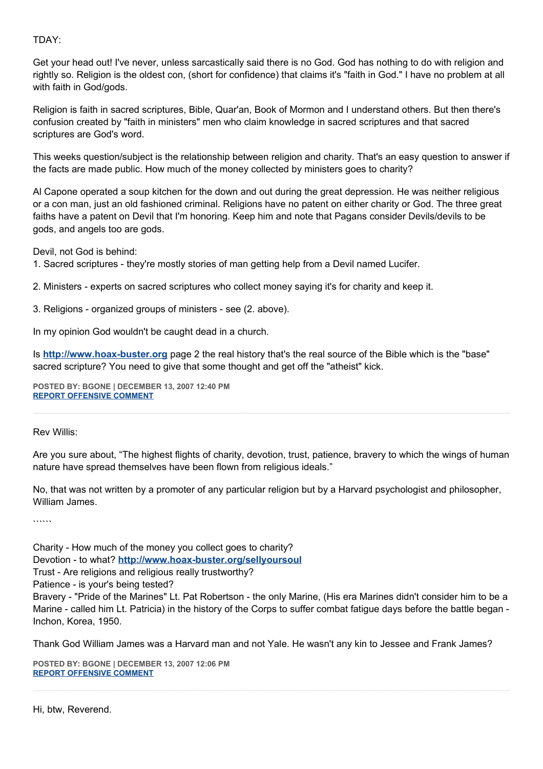TDAY:

Get your head out! I've never, unless sarcastically said there is no God. God has nothing to do with religion and rightly so. Religion is the oldest con, (short for confidence) that claims it's "faith in God." I have no problem at all with faith in God/gods.

Religion is faith in sacred scriptures, Bible, Quar'an, Book of Mormon and I understand others. But then there's confusion created by "faith in ministers" men who claim knowledge in sacred scriptures and that sacred scriptures are God's word.

This weeks question/subject is the relationship between religion and charity. That's an easy question to answer if the facts are made public. How much of the money collected by ministers goes to charity?

Al Capone operated a soup kitchen for the down and out during the great depression. He was neither religious or a con man, just an old fashioned criminal. Religions have no patent on either charity or God. The three great faiths have a patent on Devil that I'm honoring. Keep him and note that Pagans consider Devils/devils to be gods, and angels too are gods.

Devil, not God is behind:
1. Sacred scriptures - they're mostly stories of man getting help from a Devil named Lucifer.

2. Ministers - experts on sacred scriptures who collect money saying it's for charity and keep it.

3. Religions - organized groups of ministers - see (2. above).

In my opinion God wouldn't be caught dead in a church.

Is **[http://www.hoax-buster.org](http://www.hoax-buster.org)** page 2 the real history that's the real source of the Bible which is the "base" sacred scripture? You need to give that some thought and get off the "atheist" kick.

**POSTED BY: BGONE | DECEMBER 13, 2007 12:40 PM**
**REPORT OFFENSIVE COMMENT**

---

Rev Willis:

Are you sure about, “The highest flights of charity, devotion, trust, patience, bravery to which the wings of human nature have spread themselves have been flown from religious ideals.”

No, that was not written by a promoter of any particular religion but by a Harvard psychologist and philosopher, William James.

``````

Charity - How much of the money you collect goes to charity?
Devotion - to what? **[http://www.hoax-buster.org/sellyoursoul](http://www.hoax-buster.org/sellyoursoul)**
Trust - Are religions and religious really trustworthy?
Patience - is your's being tested?
Bravery - "Pride of the Marines" Lt. Pat Robertson - the only Marine, (His era Marines didn't consider him to be a Marine - called him Lt. Patricia) in the history of the Corps to suffer combat fatigue days before the battle began - Inchon, Korea, 1950.

Thank God William James was a Harvard man and not Yale. He wasn't any kin to Jessee and Frank James?

**POSTED BY: BGONE | DECEMBER 13, 2007 12:06 PM**
**REPORT OFFENSIVE COMMENT**

---

Hi, btw, Reverend.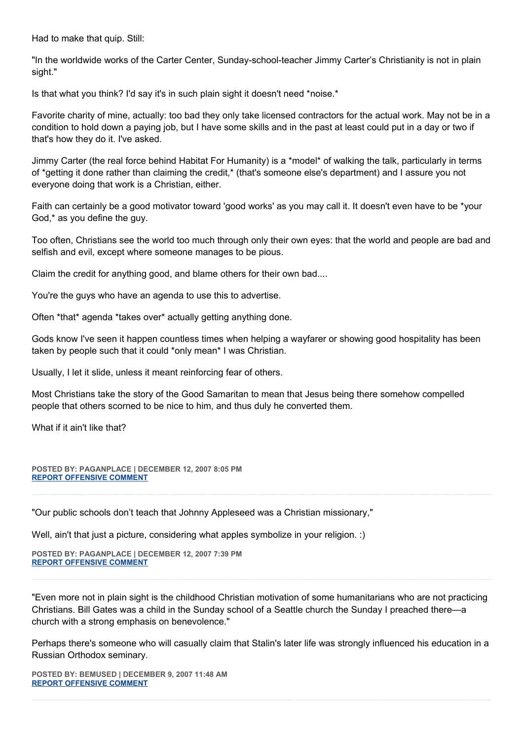Had to make that quip. Still:

"In the worldwide works of the Carter Center, Sunday-school-teacher Jimmy Carter's Christianity is not in plain sight."

Is that what you think? I'd say it's in such plain sight it doesn't need *noise.*

Favorite charity of mine, actually: too bad they only take licensed contractors for the actual work. May not be in a condition to hold down a paying job, but I have some skills and in the past at least could put in a day or two if that's how they do it. I've asked.

Jimmy Carter (the real force behind Habitat For Humanity) is a *model* of walking the talk, particularly in terms of *getting it done rather than claiming the credit,* (that's someone else's department) and I assure you not everyone doing that work is a Christian, either.

Faith can certainly be a good motivator toward 'good works' as you may call it. It doesn't even have to be *your God,* as you define the guy.

Too often, Christians see the world too much through only their own eyes: that the world and people are bad and selfish and evil, except where someone manages to be pious.

Claim the credit for anything good, and blame others for their own bad....

You're the guys who have an agenda to use this to advertise.

Often *that* agenda *takes over* actually getting anything done.

Gods know I've seen it happen countless times when helping a wayfarer or showing good hospitality has been taken by people such that it could *only mean* I was Christian.

Usually, I let it slide, unless it meant reinforcing fear of others.

Most Christians take the story of the Good Samaritan to mean that Jesus being there somehow compelled people that others scorned to be nice to him, and thus duly he converted them.

What if it ain't like that?

**POSTED BY: PAGANPLACE | DECEMBER 12, 2007 8:05 PM**
**REPORT OFFENSIVE COMMENT**

---

"Our public schools don't teach that Johnny Appleseed was a Christian missionary,"

Well, ain't that just a picture, considering what apples symbolize in your religion. :)

**POSTED BY: PAGANPLACE | DECEMBER 12, 2007 7:39 PM**
**REPORT OFFENSIVE COMMENT**

---

"Even more not in plain sight is the childhood Christian motivation of some humanitarians who are not practicing Christians. Bill Gates was a child in the Sunday school of a Seattle church the Sunday I preached there—a church with a strong emphasis on benevolence."

Perhaps there's someone who will casually claim that Stalin's later life was strongly influenced his education in a Russian Orthodox seminary.

**POSTED BY: BEMUSED | DECEMBER 9, 2007 11:48 AM**
**REPORT OFFENSIVE COMMENT**

---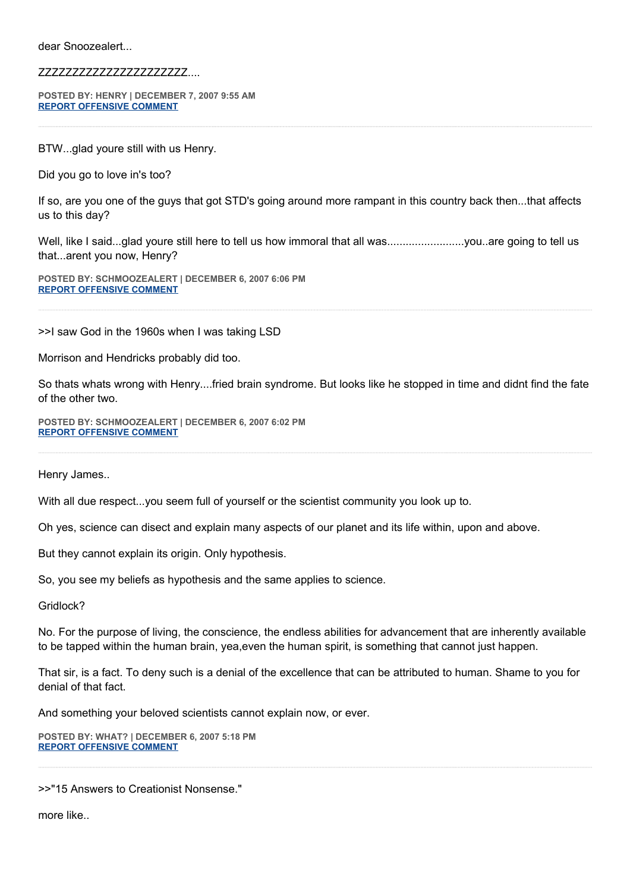dear Snoozealert...

ZZZZZZZZZZZZZZZZZZZZZZ....

**POSTED BY: HENRY | DECEMBER 7, 2007 9:55 AM**
**REPORT OFFENSIVE COMMENT**

---

BTW...glad youre still with us Henry.

Did you go to love in's too?

If so, are you one of the guys that got STD's going around more rampant in this country back then...that affects us to this day?

Well, like I said...glad youre still here to tell us how immoral that all was........................you..are going to tell us that...arent you now, Henry?

**POSTED BY: SCHMOOZEALERT | DECEMBER 6, 2007 6:06 PM**
**REPORT OFFENSIVE COMMENT**

---

>>I saw God in the 1960s when I was taking LSD

Morrison and Hendricks probably did too.

So thats whats wrong with Henry....fried brain syndrome. But looks like he stopped in time and didnt find the fate of the other two.

**POSTED BY: SCHMOOZEALERT | DECEMBER 6, 2007 6:02 PM**
**REPORT OFFENSIVE COMMENT**

---

Henry James..

With all due respect...you seem full of yourself or the scientist community you look up to.

Oh yes, science can disect and explain many aspects of our planet and its life within, upon and above.

But they cannot explain its origin. Only hypothesis.

So, you see my beliefs as hypothesis and the same applies to science.

Gridlock?

No. For the purpose of living, the conscience, the endless abilities for advancement that are inherently available to be tapped within the human brain, yea,even the human spirit, is something that cannot just happen.

That sir, is a fact. To deny such is a denial of the excellence that can be attributed to human. Shame to you for denial of that fact.

And something your beloved scientists cannot explain now, or ever.

**POSTED BY: WHAT? | DECEMBER 6, 2007 5:18 PM**
**REPORT OFFENSIVE COMMENT**

---

>>"15 Answers to Creationist Nonsense."

more like..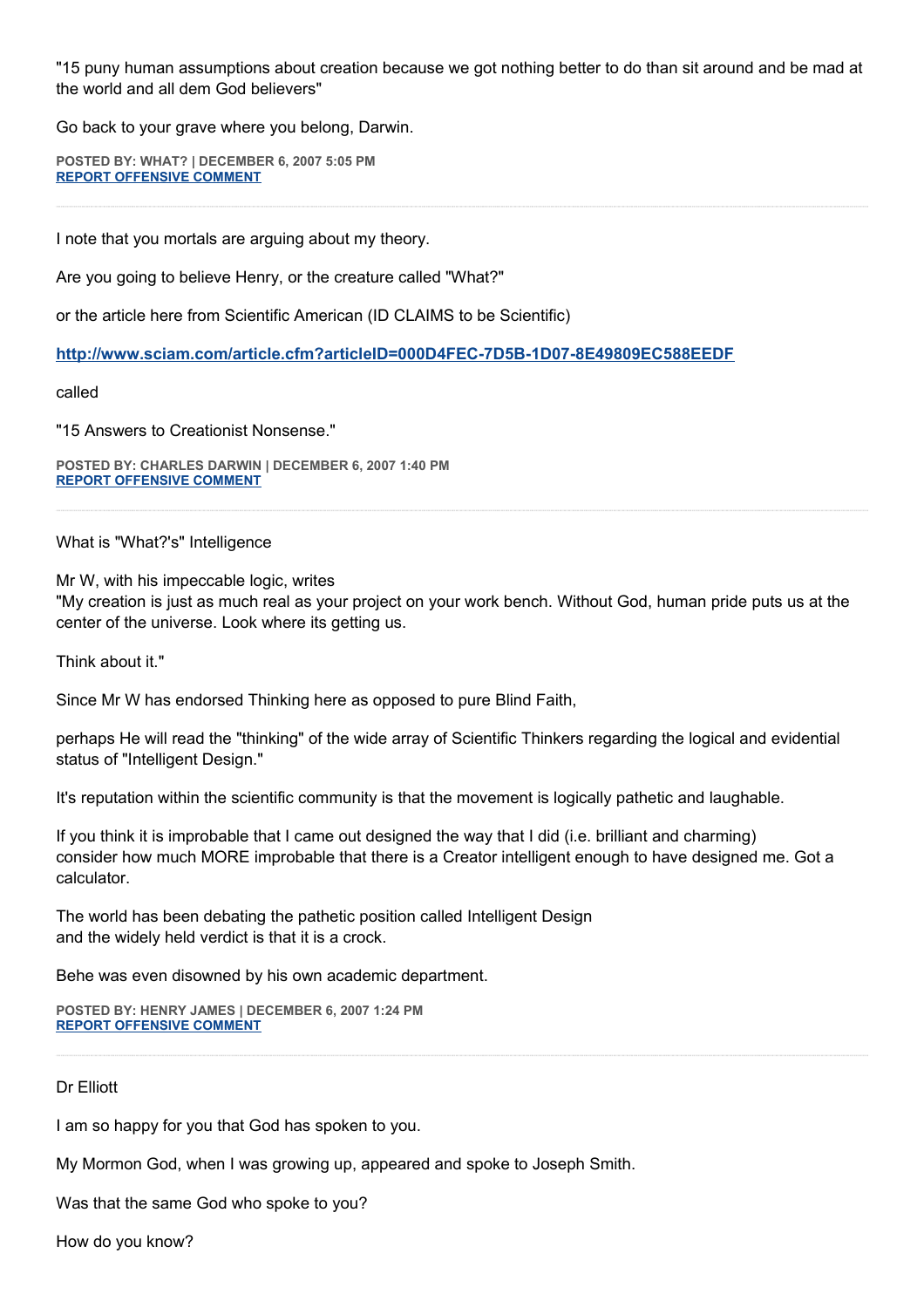"15 puny human assumptions about creation because we got nothing better to do than sit around and be mad at the world and all dem God believers"

Go back to your grave where you belong, Darwin.

**POSTED BY: WHAT? | DECEMBER 6, 2007 5:05 PM**
**REPORT OFFENSIVE COMMENT**

---

I note that you mortals are arguing about my theory.

Are you going to believe Henry, or the creature called "What?"

or the article here from Scientific American (ID CLAIMS to be Scientific)

http://www.sciam.com/article.cfm?articleID=000D4FEC-7D5B-1D07-8E49809EC588EEDF

called

"15 Answers to Creationist Nonsense."

**POSTED BY: CHARLES DARWIN | DECEMBER 6, 2007 1:40 PM**
**REPORT OFFENSIVE COMMENT**

---

What is "What?'s" Intelligence

Mr W, with his impeccable logic, writes
"My creation is just as much real as your project on your work bench. Without God, human pride puts us at the center of the universe. Look where its getting us.

Think about it."

Since Mr W has endorsed Thinking here as opposed to pure Blind Faith,

perhaps He will read the "thinking" of the wide array of Scientific Thinkers regarding the logical and evidential status of "Intelligent Design."

It's reputation within the scientific community is that the movement is logically pathetic and laughable.

If you think it is improbable that I came out designed the way that I did (i.e. brilliant and charming)
consider how much MORE improbable that there is a Creator intelligent enough to have designed me. Got a calculator.

The world has been debating the pathetic position called Intelligent Design
and the widely held verdict is that it is a crock.

Behe was even disowned by his own academic department.

**POSTED BY: HENRY JAMES | DECEMBER 6, 2007 1:24 PM**
**REPORT OFFENSIVE COMMENT**

---

Dr Elliott

I am so happy for you that God has spoken to you.

My Mormon God, when I was growing up, appeared and spoke to Joseph Smith.

Was that the same God who spoke to you?

How do you know?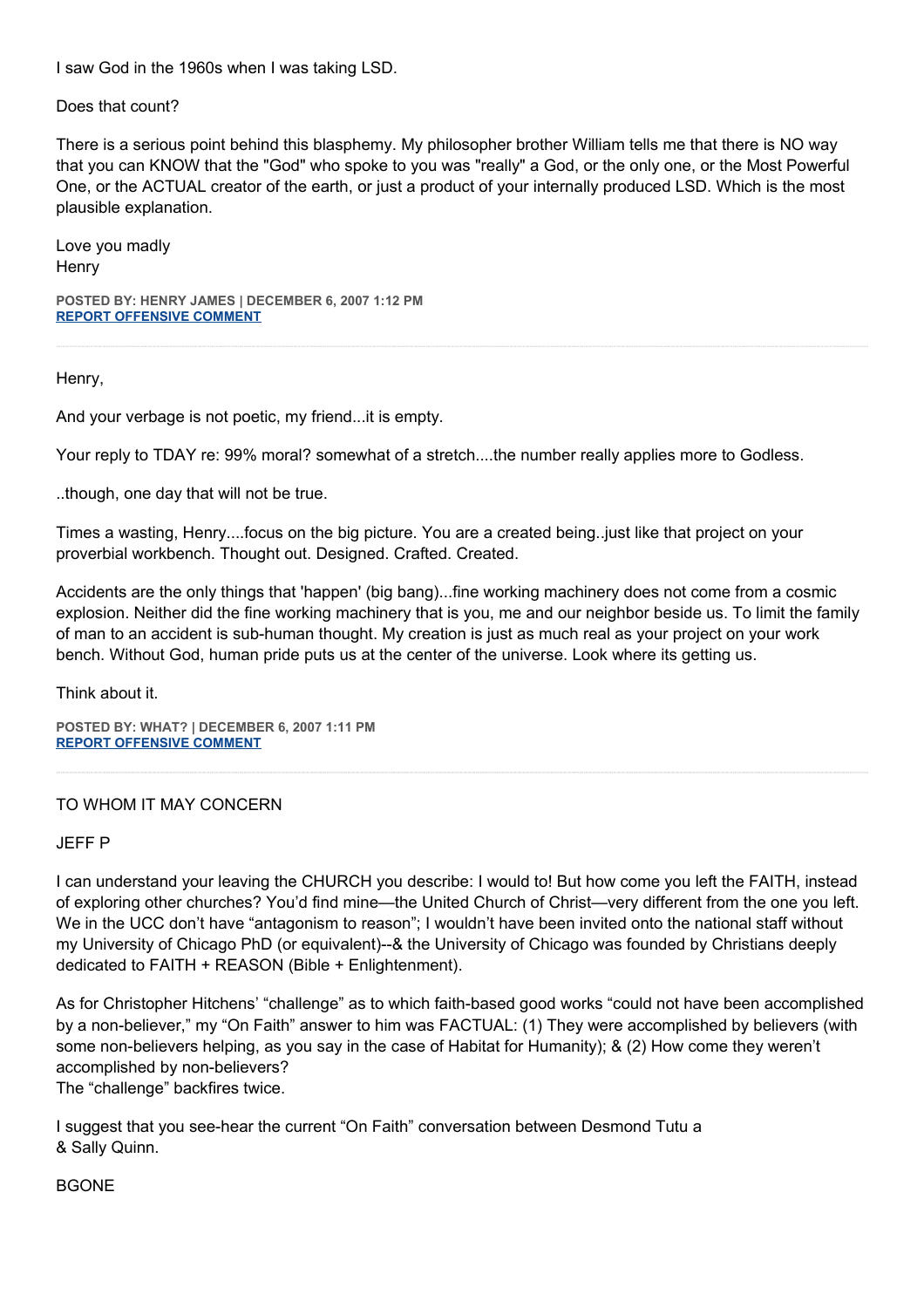I saw God in the 1960s when I was taking LSD.

Does that count?

There is a serious point behind this blasphemy. My philosopher brother William tells me that there is NO way that you can KNOW that the "God" who spoke to you was "really" a God, or the only one, or the Most Powerful One, or the ACTUAL creator of the earth, or just a product of your internally produced LSD. Which is the most plausible explanation.

Love you madly
Henry

**POSTED BY: HENRY JAMES | DECEMBER 6, 2007 1:12 PM**
**REPORT OFFENSIVE COMMENT**

---

Henry,

And your verbage is not poetic, my friend...it is empty.

Your reply to TDAY re: 99% moral? somewhat of a stretch....the number really applies more to Godless.

..though, one day that will not be true.

Times a wasting, Henry....focus on the big picture. You are a created being..just like that project on your proverbial workbench. Thought out. Designed. Crafted. Created.

Accidents are the only things that 'happen' (big bang)...fine working machinery does not come from a cosmic explosion. Neither did the fine working machinery that is you, me and our neighbor beside us. To limit the family of man to an accident is sub-human thought. My creation is just as much real as your project on your work bench. Without God, human pride puts us at the center of the universe. Look where its getting us.

Think about it.

**POSTED BY: WHAT? | DECEMBER 6, 2007 1:11 PM**
**REPORT OFFENSIVE COMMENT**

---

TO WHOM IT MAY CONCERN

JEFF P

I can understand your leaving the CHURCH you describe: I would to! But how come you left the FAITH, instead of exploring other churches? You'd find mine—the United Church of Christ—very different from the one you left. We in the UCC don't have "antagonism to reason"; I wouldn't have been invited onto the national staff without my University of Chicago PhD (or equivalent)--& the University of Chicago was founded by Christians deeply dedicated to FAITH + REASON (Bible + Enlightenment).

As for Christopher Hitchens' "challenge" as to which faith-based good works "could not have been accomplished by a non-believer," my "On Faith" answer to him was FACTUAL: (1) They were accomplished by believers (with some non-believers helping, as you say in the case of Habitat for Humanity); & (2) How come they weren't accomplished by non-believers?
The "challenge" backfires twice.

I suggest that you see-hear the current "On Faith" conversation between Desmond Tutu a
& Sally Quinn.

BGONE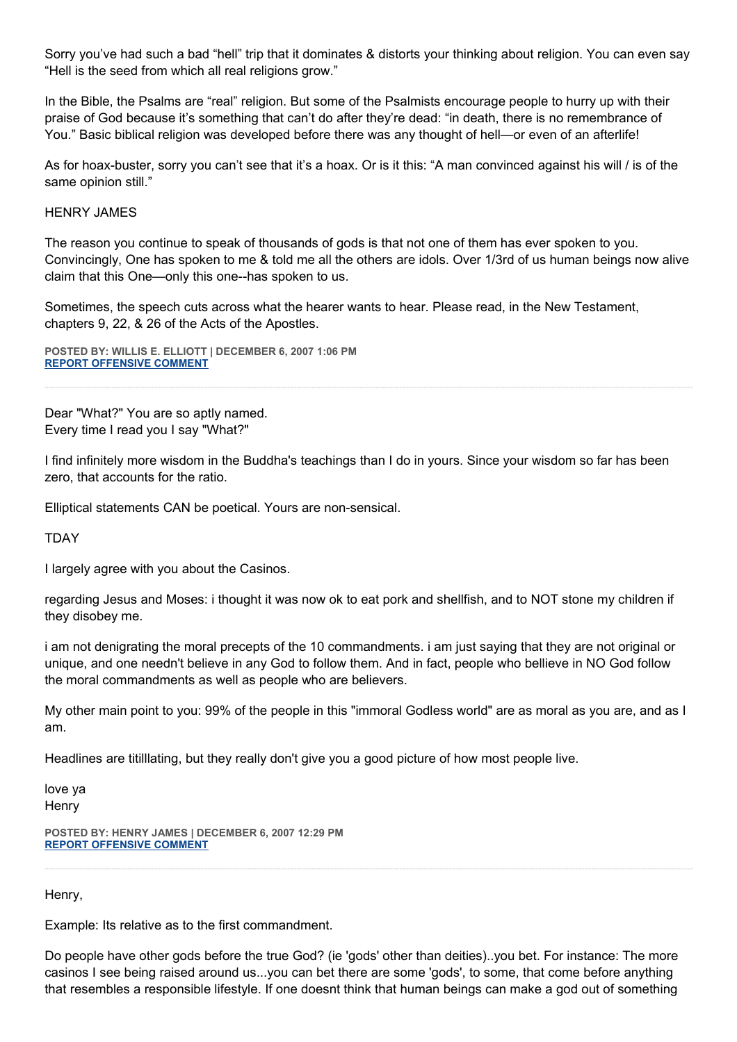Sorry you've had such a bad "hell" trip that it dominates & distorts your thinking about religion. You can even say "Hell is the seed from which all real religions grow."

In the Bible, the Psalms are "real" religion. But some of the Psalmists encourage people to hurry up with their praise of God because it's something that can't do after they're dead: "in death, there is no remembrance of You." Basic biblical religion was developed before there was any thought of hell—or even of an afterlife!

As for hoax-buster, sorry you can't see that it's a hoax. Or is it this: "A man convinced against his will / is of the same opinion still."

HENRY JAMES

The reason you continue to speak of thousands of gods is that not one of them has ever spoken to you. Convincingly, One has spoken to me & told me all the others are idols. Over 1/3rd of us human beings now alive claim that this One—only this one--has spoken to us.

Sometimes, the speech cuts across what the hearer wants to hear. Please read, in the New Testament, chapters 9, 22, & 26 of the Acts of the Apostles.

**POSTED BY: WILLIS E. ELLIOTT | DECEMBER 6, 2007 1:06 PM**
**REPORT OFFENSIVE COMMENT**

---

Dear "What?" You are so aptly named.
Every time I read you I say "What?"

I find infinitely more wisdom in the Buddha's teachings than I do in yours. Since your wisdom so far has been zero, that accounts for the ratio.

Elliptical statements CAN be poetical. Yours are non-sensical.

TDAY

I largely agree with you about the Casinos.

regarding Jesus and Moses: i thought it was now ok to eat pork and shellfish, and to NOT stone my children if they disobey me.

i am not denigrating the moral precepts of the 10 commandments. i am just saying that they are not original or unique, and one needn't believe in any God to follow them. And in fact, people who bellieve in NO God follow the moral commandments as well as people who are believers.

My other main point to you: 99% of the people in this "immoral Godless world" are as moral as you are, and as I am.

Headlines are titilllating, but they really don't give you a good picture of how most people live.

love ya
Henry

**POSTED BY: HENRY JAMES | DECEMBER 6, 2007 12:29 PM**
**REPORT OFFENSIVE COMMENT**

---

Henry,

Example: Its relative as to the first commandment.

Do people have other gods before the true God? (ie 'gods' other than deities)..you bet. For instance: The more casinos I see being raised around us...you can bet there are some 'gods', to some, that come before anything that resembles a responsible lifestyle. If one doesnt think that human beings can make a god out of something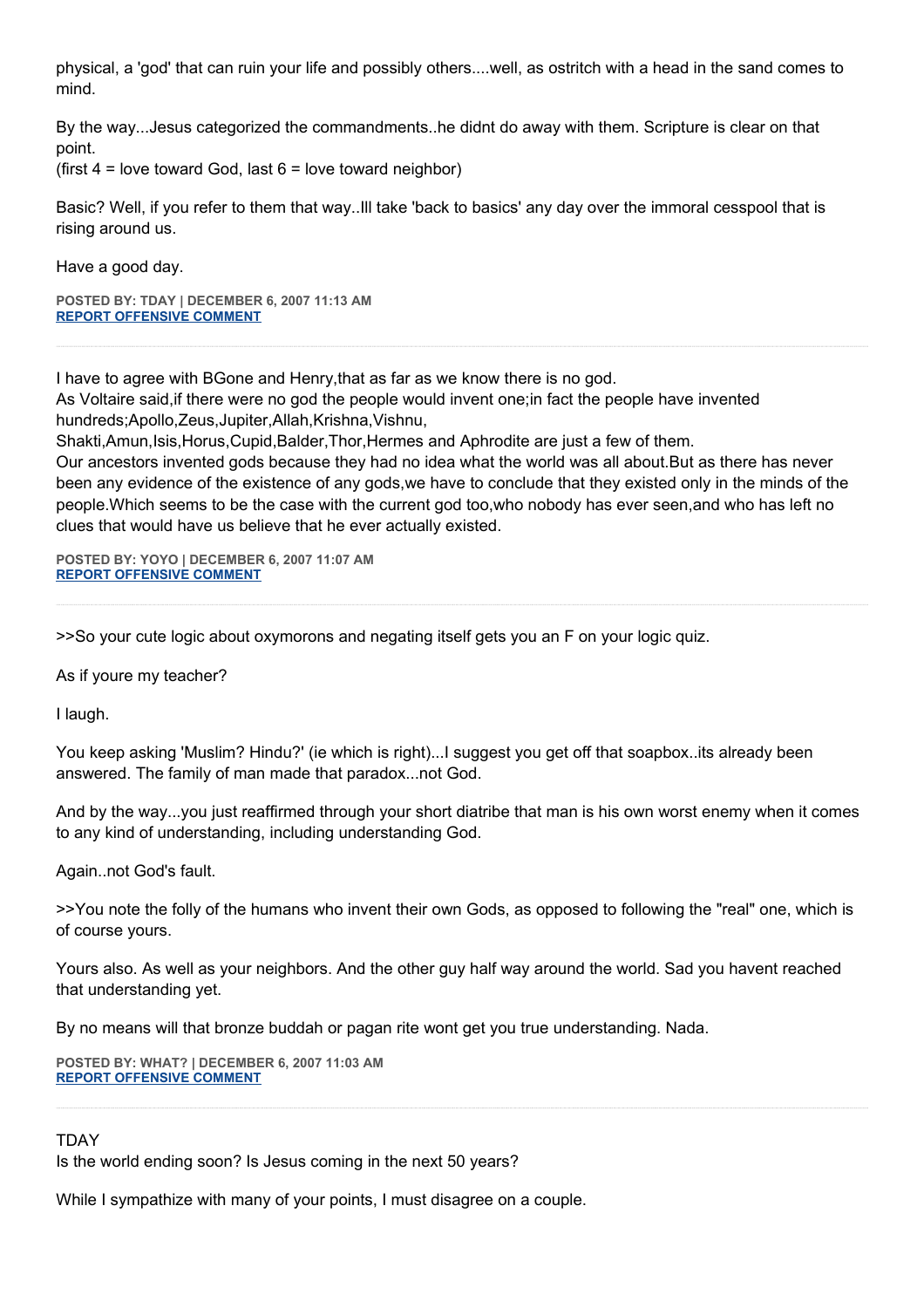physical, a 'god' that can ruin your life and possibly others....well, as ostritch with a head in the sand comes to mind.

By the way...Jesus categorized the commandments..he didnt do away with them. Scripture is clear on that point.
(first 4 = love toward God, last 6 = love toward neighbor)

Basic? Well, if you refer to them that way..Ill take 'back to basics' any day over the immoral cesspool that is rising around us.

Have a good day.

**POSTED BY: TDAY | DECEMBER 6, 2007 11:13 AM**
**REPORT OFFENSIVE COMMENT**

---

I have to agree with BGone and Henry,that as far as we know there is no god.
As Voltaire said,if there were no god the people would invent one;in fact the people have invented hundreds;Apollo,Zeus,Jupiter,Allah,Krishna,Vishnu,
Shakti,Amun,Isis,Horus,Cupid,Balder,Thor,Hermes and Aphrodite are just a few of them.
Our ancestors invented gods because they had no idea what the world was all about.But as there has never been any evidence of the existence of any gods,we have to conclude that they existed only in the minds of the people.Which seems to be the case with the current god too,who nobody has ever seen,and who has left no clues that would have us believe that he ever actually existed.

**POSTED BY: YOYO | DECEMBER 6, 2007 11:07 AM**
**REPORT OFFENSIVE COMMENT**

---

>>So your cute logic about oxymorons and negating itself gets you an F on your logic quiz.

As if youre my teacher?

I laugh.

You keep asking 'Muslim? Hindu?' (ie which is right)...I suggest you get off that soapbox..its already been answered. The family of man made that paradox...not God.

And by the way...you just reaffirmed through your short diatribe that man is his own worst enemy when it comes to any kind of understanding, including understanding God.

Again..not God's fault.

>>You note the folly of the humans who invent their own Gods, as opposed to following the "real" one, which is of course yours.

Yours also. As well as your neighbors. And the other guy half way around the world. Sad you havent reached that understanding yet.

By no means will that bronze buddah or pagan rite wont get you true understanding. Nada.

**POSTED BY: WHAT? | DECEMBER 6, 2007 11:03 AM**
**REPORT OFFENSIVE COMMENT**

---

TDAY
Is the world ending soon? Is Jesus coming in the next 50 years?

While I sympathize with many of your points, I must disagree on a couple.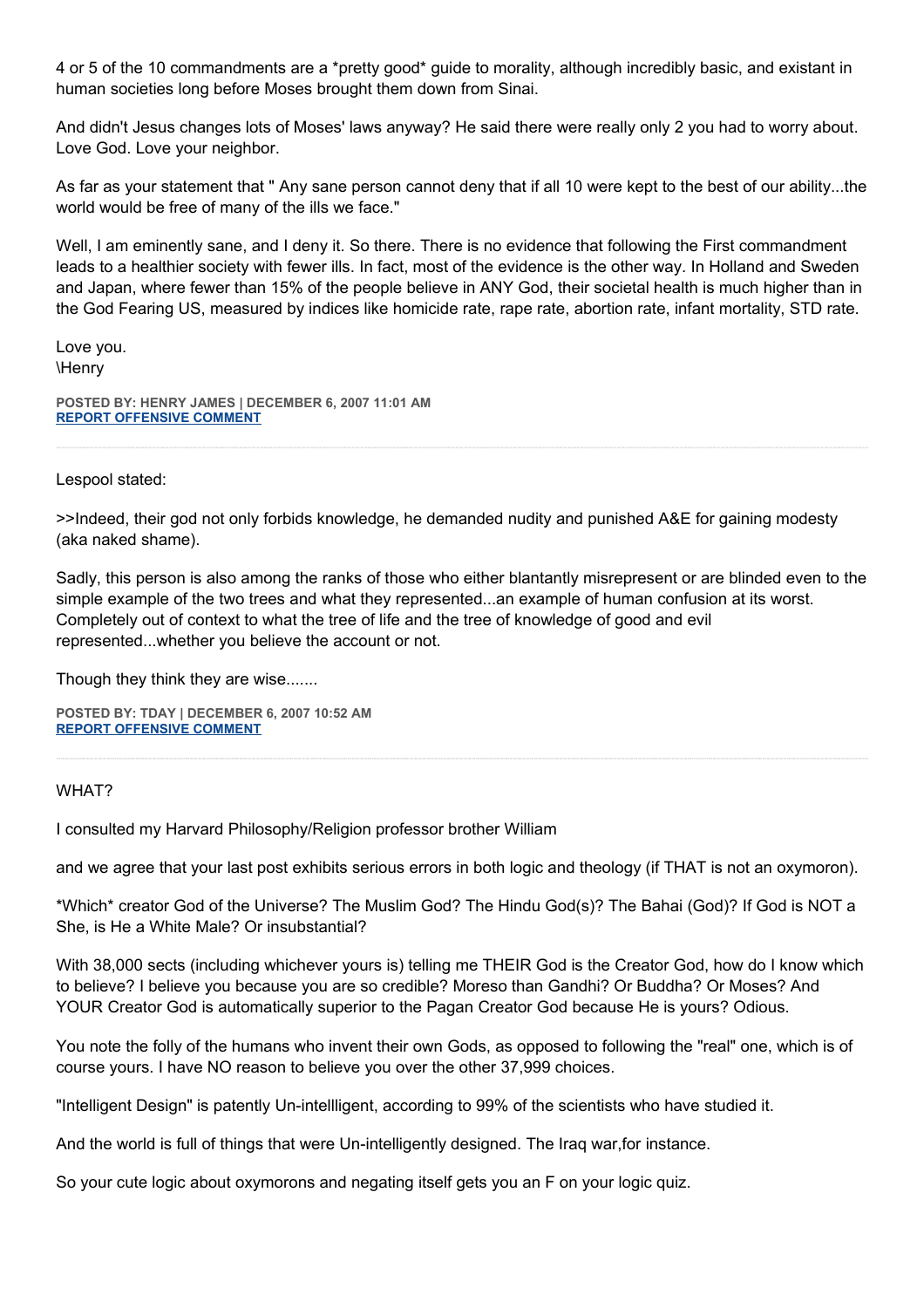4 or 5 of the 10 commandments are a *pretty good* guide to morality, although incredibly basic, and existant in human societies long before Moses brought them down from Sinai.

And didn't Jesus changes lots of Moses' laws anyway? He said there were really only 2 you had to worry about. Love God. Love your neighbor.

As far as your statement that " Any sane person cannot deny that if all 10 were kept to the best of our ability...the world would be free of many of the ills we face."

Well, I am eminently sane, and I deny it. So there. There is no evidence that following the First commandment leads to a healthier society with fewer ills. In fact, most of the evidence is the other way. In Holland and Sweden and Japan, where fewer than 15% of the people believe in ANY God, their societal health is much higher than in the God Fearing US, measured by indices like homicide rate, rape rate, abortion rate, infant mortality, STD rate.

Love you.
\Henry

**POSTED BY: HENRY JAMES | DECEMBER 6, 2007 11:01 AM**
**REPORT OFFENSIVE COMMENT**

---

Lespool stated:

>>Indeed, their god not only forbids knowledge, he demanded nudity and punished A&E for gaining modesty (aka naked shame).

Sadly, this person is also among the ranks of those who either blantantly misrepresent or are blinded even to the simple example of the two trees and what they represented...an example of human confusion at its worst. Completely out of context to what the tree of life and the tree of knowledge of good and evil represented...whether you believe the account or not.

Though they think they are wise.......

**POSTED BY: TDAY | DECEMBER 6, 2007 10:52 AM**
**REPORT OFFENSIVE COMMENT**

---

WHAT?

I consulted my Harvard Philosophy/Religion professor brother William

and we agree that your last post exhibits serious errors in both logic and theology (if THAT is not an oxymoron).

*Which* creator God of the Universe? The Muslim God? The Hindu God(s)? The Bahai (God)? If God is NOT a She, is He a White Male? Or insubstantial?

With 38,000 sects (including whichever yours is) telling me THEIR God is the Creator God, how do I know which to believe? I believe you because you are so credible? Moreso than Gandhi? Or Buddha? Or Moses? And YOUR Creator God is automatically superior to the Pagan Creator God because He is yours? Odious.

You note the folly of the humans who invent their own Gods, as opposed to following the "real" one, which is of course yours. I have NO reason to believe you over the other 37,999 choices.

"Intelligent Design" is patently Un-intellligent, according to 99% of the scientists who have studied it.

And the world is full of things that were Un-intelligently designed. The Iraq war,for instance.

So your cute logic about oxymorons and negating itself gets you an F on your logic quiz.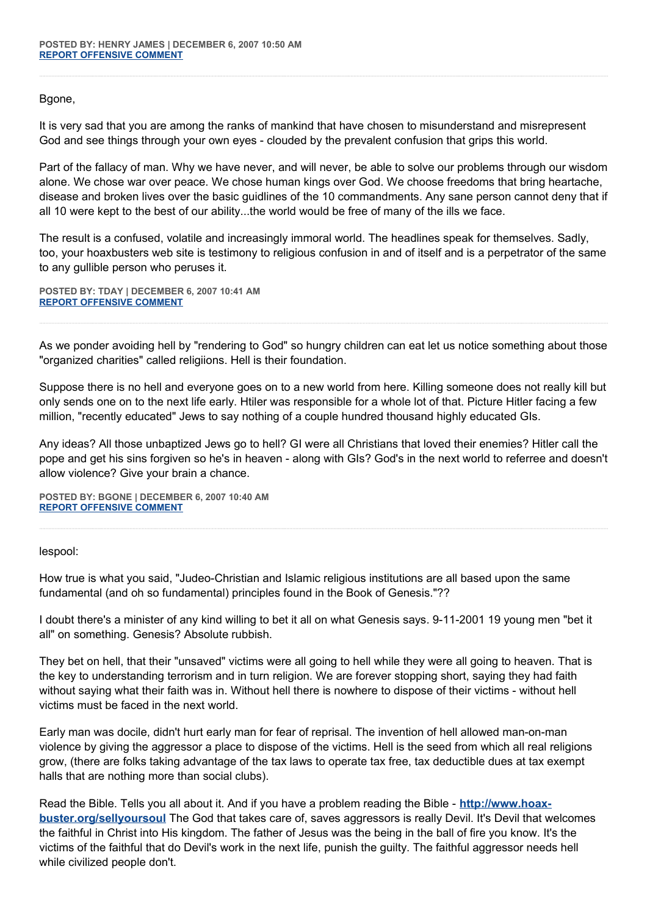**POSTED BY: HENRY JAMES | DECEMBER 6, 2007 10:50 AM**
**REPORT OFFENSIVE COMMENT**

---

Bgone,

It is very sad that you are among the ranks of mankind that have chosen to misunderstand and misrepresent God and see things through your own eyes - clouded by the prevalent confusion that grips this world.

Part of the fallacy of man. Why we have never, and will never, be able to solve our problems through our wisdom alone. We chose war over peace. We chose human kings over God. We choose freedoms that bring heartache, disease and broken lives over the basic guidlines of the 10 commandments. Any sane person cannot deny that if all 10 were kept to the best of our ability...the world would be free of many of the ills we face.

The result is a confused, volatile and increasingly immoral world. The headlines speak for themselves. Sadly, too, your hoaxbusters web site is testimony to religious confusion in and of itself and is a perpetrator of the same to any gullible person who peruses it.

**POSTED BY: TDAY | DECEMBER 6, 2007 10:41 AM**
**REPORT OFFENSIVE COMMENT**

---

As we ponder avoiding hell by "rendering to God" so hungry children can eat let us notice something about those "organized charities" called religiions. Hell is their foundation.

Suppose there is no hell and everyone goes on to a new world from here. Killing someone does not really kill but only sends one on to the next life early. Htiler was responsible for a whole lot of that. Picture Hitler facing a few million, "recently educated" Jews to say nothing of a couple hundred thousand highly educated GIs.

Any ideas? All those unbaptized Jews go to hell? GI were all Christians that loved their enemies? Hitler call the pope and get his sins forgiven so he's in heaven - along with GIs? God's in the next world to referree and doesn't allow violence? Give your brain a chance.

**POSTED BY: BGONE | DECEMBER 6, 2007 10:40 AM**
**REPORT OFFENSIVE COMMENT**

---

lespool:

How true is what you said, "Judeo-Christian and Islamic religious institutions are all based upon the same fundamental (and oh so fundamental) principles found in the Book of Genesis."??

I doubt there's a minister of any kind willing to bet it all on what Genesis says. 9-11-2001 19 young men "bet it all" on something. Genesis? Absolute rubbish.

They bet on hell, that their "unsaved" victims were all going to hell while they were all going to heaven. That is the key to understanding terrorism and in turn religion. We are forever stopping short, saying they had faith without saying what their faith was in. Without hell there is nowhere to dispose of their victims - without hell victims must be faced in the next world.

Early man was docile, didn't hurt early man for fear of reprisal. The invention of hell allowed man-on-man violence by giving the aggressor a place to dispose of the victims. Hell is the seed from which all real religions grow, (there are folks taking advantage of the tax laws to operate tax free, tax deductible dues at tax exempt halls that are nothing more than social clubs).

Read the Bible. Tells you all about it. And if you have a problem reading the Bible - **http://www.hoax-buster.org/sellyoursoul** The God that takes care of, saves aggressors is really Devil. It's Devil that welcomes the faithful in Christ into His kingdom. The father of Jesus was the being in the ball of fire you know. It's the victims of the faithful that do Devil's work in the next life, punish the guilty. The faithful aggressor needs hell while civilized people don't.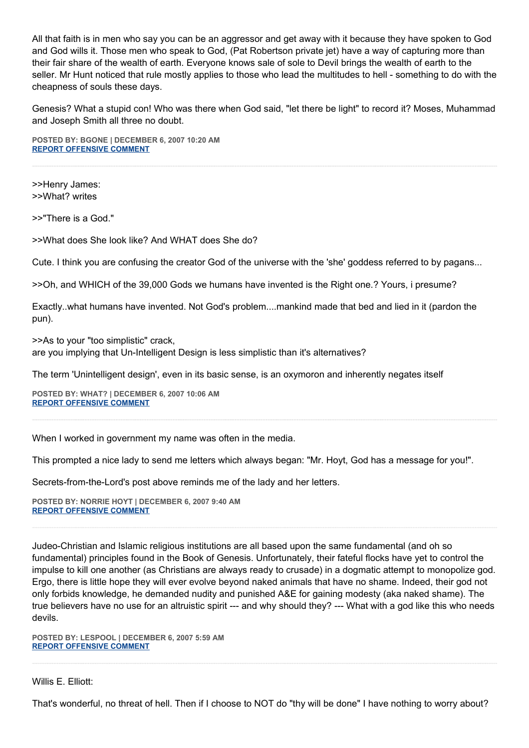All that faith is in men who say you can be an aggressor and get away with it because they have spoken to God and God wills it. Those men who speak to God, (Pat Robertson private jet) have a way of capturing more than their fair share of the wealth of earth. Everyone knows sale of sole to Devil brings the wealth of earth to the seller. Mr Hunt noticed that rule mostly applies to those who lead the multitudes to hell - something to do with the cheapness of souls these days.

Genesis? What a stupid con! Who was there when God said, "let there be light" to record it? Moses, Muhammad and Joseph Smith all three no doubt.

**POSTED BY: BGONE | DECEMBER 6, 2007 10:20 AM**
**REPORT OFFENSIVE COMMENT**

---

>>Henry James:
>>What? writes

>>"There is a God."

>>What does She look like? And WHAT does She do?

Cute. I think you are confusing the creator God of the universe with the 'she' goddess referred to by pagans...

>>Oh, and WHICH of the 39,000 Gods we humans have invented is the Right one.? Yours, i presume?

Exactly..what humans have invented. Not God's problem....mankind made that bed and lied in it (pardon the pun).

>>As to your "too simplistic" crack,
are you implying that Un-Intelligent Design is less simplistic than it's alternatives?

The term 'Unintelligent design', even in its basic sense, is an oxymoron and inherently negates itself

**POSTED BY: WHAT? | DECEMBER 6, 2007 10:06 AM**
**REPORT OFFENSIVE COMMENT**

---

When I worked in government my name was often in the media.

This prompted a nice lady to send me letters which always began: "Mr. Hoyt, God has a message for you!".

Secrets-from-the-Lord's post above reminds me of the lady and her letters.

**POSTED BY: NORRIE HOYT | DECEMBER 6, 2007 9:40 AM**
**REPORT OFFENSIVE COMMENT**

---

Judeo-Christian and Islamic religious institutions are all based upon the same fundamental (and oh so fundamental) principles found in the Book of Genesis. Unfortunately, their fateful flocks have yet to control the impulse to kill one another (as Christians are always ready to crusade) in a dogmatic attempt to monopolize god. Ergo, there is little hope they will ever evolve beyond naked animals that have no shame. Indeed, their god not only forbids knowledge, he demanded nudity and punished A&E for gaining modesty (aka naked shame). The true believers have no use for an altruistic spirit --- and why should they? --- What with a god like this who needs devils.

**POSTED BY: LESPOOL | DECEMBER 6, 2007 5:59 AM**
**REPORT OFFENSIVE COMMENT**

---

Willis E. Elliott:

That's wonderful, no threat of hell. Then if I choose to NOT do "thy will be done" I have nothing to worry about?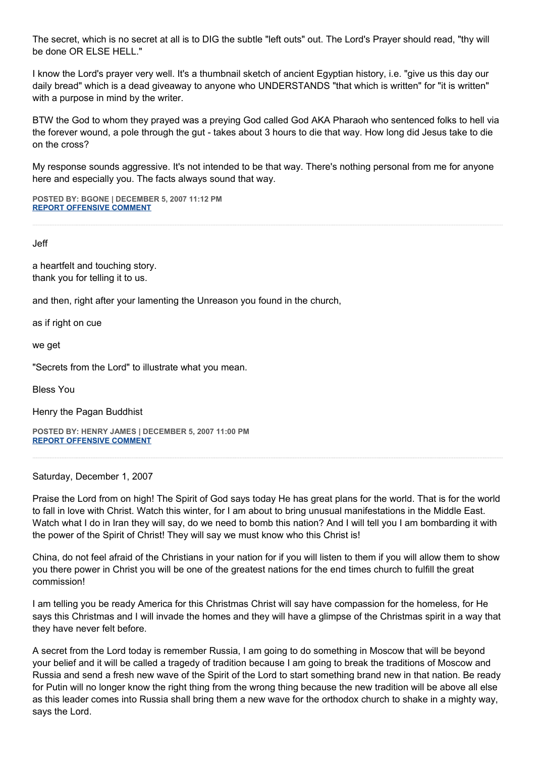The secret, which is no secret at all is to DIG the subtle "left outs" out. The Lord's Prayer should read, "thy will be done OR ELSE HELL."

I know the Lord's prayer very well. It's a thumbnail sketch of ancient Egyptian history, i.e. "give us this day our daily bread" which is a dead giveaway to anyone who UNDERSTANDS "that which is written" for "it is written" with a purpose in mind by the writer.

BTW the God to whom they prayed was a preying God called God AKA Pharaoh who sentenced folks to hell via the forever wound, a pole through the gut - takes about 3 hours to die that way. How long did Jesus take to die on the cross?

My response sounds aggressive. It's not intended to be that way. There's nothing personal from me for anyone here and especially you. The facts always sound that way.

**POSTED BY: BGONE | DECEMBER 5, 2007 11:12 PM**
**REPORT OFFENSIVE COMMENT**

---

Jeff

a heartfelt and touching story.
thank you for telling it to us.

and then, right after your lamenting the Unreason you found in the church,

as if right on cue

we get

"Secrets from the Lord" to illustrate what you mean.

Bless You

Henry the Pagan Buddhist

**POSTED BY: HENRY JAMES | DECEMBER 5, 2007 11:00 PM**
**REPORT OFFENSIVE COMMENT**

---

Saturday, December 1, 2007

Praise the Lord from on high! The Spirit of God says today He has great plans for the world. That is for the world to fall in love with Christ. Watch this winter, for I am about to bring unusual manifestations in the Middle East. Watch what I do in Iran they will say, do we need to bomb this nation? And I will tell you I am bombarding it with the power of the Spirit of Christ! They will say we must know who this Christ is!

China, do not feel afraid of the Christians in your nation for if you will listen to them if you will allow them to show you there power in Christ you will be one of the greatest nations for the end times church to fulfill the great commission!

I am telling you be ready America for this Christmas Christ will say have compassion for the homeless, for He says this Christmas and I will invade the homes and they will have a glimpse of the Christmas spirit in a way that they have never felt before.

A secret from the Lord today is remember Russia, I am going to do something in Moscow that will be beyond your belief and it will be called a tragedy of tradition because I am going to break the traditions of Moscow and Russia and send a fresh new wave of the Spirit of the Lord to start something brand new in that nation. Be ready for Putin will no longer know the right thing from the wrong thing because the new tradition will be above all else as this leader comes into Russia shall bring them a new wave for the orthodox church to shake in a mighty way, says the Lord.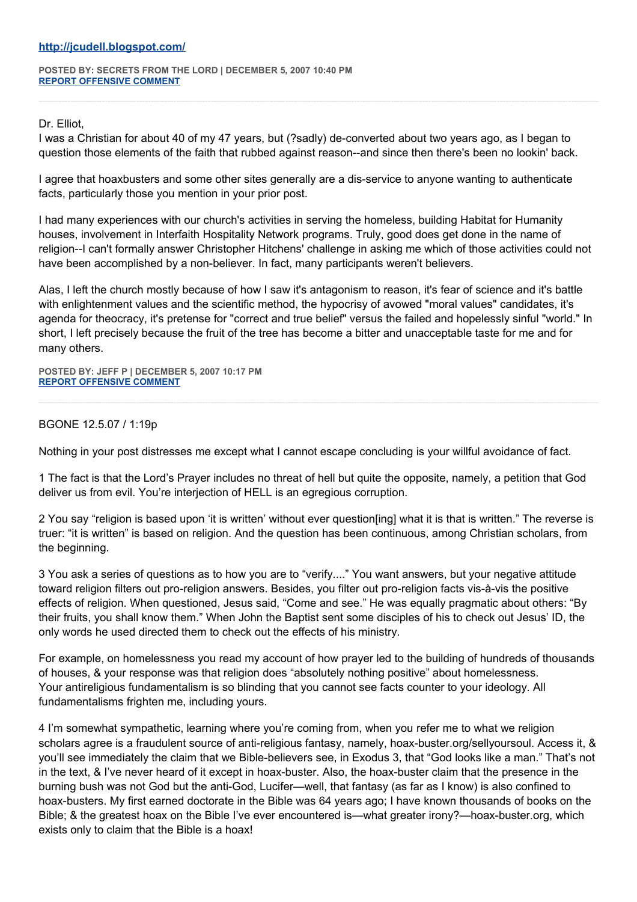[http://jcudell.blogspot.com/](http://jcudell.blogspot.com/)

**POSTED BY: SECRETS FROM THE LORD | DECEMBER 5, 2007 10:40 PM**
**[REPORT OFFENSIVE COMMENT]()**

---

Dr. Elliot,
I was a Christian for about 40 of my 47 years, but (?sadly) de-converted about two years ago, as I began to question those elements of the faith that rubbed against reason--and since then there's been no lookin' back.

I agree that hoaxbusters and some other sites generally are a dis-service to anyone wanting to authenticate facts, particularly those you mention in your prior post.

I had many experiences with our church's activities in serving the homeless, building Habitat for Humanity houses, involvement in Interfaith Hospitality Network programs. Truly, good does get done in the name of religion--I can't formally answer Christopher Hitchens' challenge in asking me which of those activities could not have been accomplished by a non-believer. In fact, many participants weren't believers.

Alas, I left the church mostly because of how I saw it's antagonism to reason, it's fear of science and it's battle with enlightenment values and the scientific method, the hypocrisy of avowed "moral values" candidates, it's agenda for theocracy, it's pretense for "correct and true belief" versus the failed and hopelessly sinful "world." In short, I left precisely because the fruit of the tree has become a bitter and unacceptable taste for me and for many others.

**POSTED BY: JEFF P | DECEMBER 5, 2007 10:17 PM**
**[REPORT OFFENSIVE COMMENT]()**

---

BGONE 12.5.07 / 1:19p

Nothing in your post distresses me except what I cannot escape concluding is your willful avoidance of fact.

1 The fact is that the Lord's Prayer includes no threat of hell but quite the opposite, namely, a petition that God deliver us from evil. You're interjection of HELL is an egregious corruption.

2 You say "religion is based upon 'it is written' without ever question[ing] what it is that is written." The reverse is truer: "it is written" is based on religion. And the question has been continuous, among Christian scholars, from the beginning.

3 You ask a series of questions as to how you are to "verify...." You want answers, but your negative attitude toward religion filters out pro-religion answers. Besides, you filter out pro-religion facts vis-à-vis the positive effects of religion. When questioned, Jesus said, "Come and see." He was equally pragmatic about others: "By their fruits, you shall know them." When John the Baptist sent some disciples of his to check out Jesus' ID, the only words he used directed them to check out the effects of his ministry.

For example, on homelessness you read my account of how prayer led to the building of hundreds of thousands of houses, & your response was that religion does "absolutely nothing positive" about homelessness. Your antireligious fundamentalism is so blinding that you cannot see facts counter to your ideology. All fundamentalisms frighten me, including yours.

4 I'm somewhat sympathetic, learning where you're coming from, when you refer me to what we religion scholars agree is a fraudulent source of anti-religious fantasy, namely, hoax-buster.org/sellyoursoul. Access it, & you'll see immediately the claim that we Bible-believers see, in Exodus 3, that "God looks like a man." That's not in the text, & I've never heard of it except in hoax-buster. Also, the hoax-buster claim that the presence in the burning bush was not God but the anti-God, Lucifer—well, that fantasy (as far as I know) is also confined to hoax-busters. My first earned doctorate in the Bible was 64 years ago; I have known thousands of books on the Bible; & the greatest hoax on the Bible I've ever encountered is—what greater irony?—hoax-buster.org, which exists only to claim that the Bible is a hoax!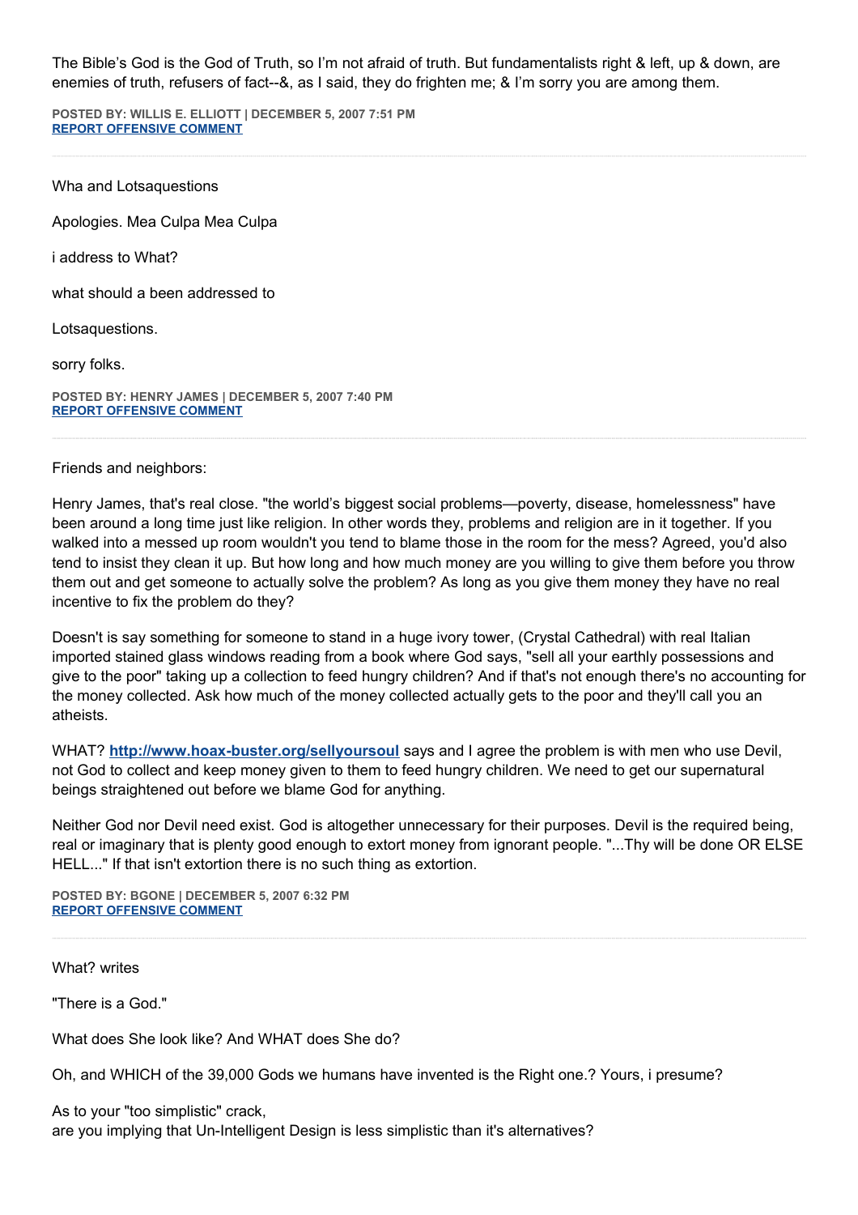The Bible's God is the God of Truth, so I'm not afraid of truth. But fundamentalists right & left, up & down, are enemies of truth, refusers of fact--&, as I said, they do frighten me; & I'm sorry you are among them.

**POSTED BY: WILLIS E. ELLIOTT | DECEMBER 5, 2007 7:51 PM**
**REPORT OFFENSIVE COMMENT**

---

Wha and Lotsaquestions

Apologies. Mea Culpa Mea Culpa

i address to What?

what should a been addressed to

Lotsaquestions.

sorry folks.

**POSTED BY: HENRY JAMES | DECEMBER 5, 2007 7:40 PM**
**REPORT OFFENSIVE COMMENT**

---

Friends and neighbors:

Henry James, that's real close. "the world's biggest social problems—poverty, disease, homelessness" have been around a long time just like religion. In other words they, problems and religion are in it together. If you walked into a messed up room wouldn't you tend to blame those in the room for the mess? Agreed, you'd also tend to insist they clean it up. But how long and how much money are you willing to give them before you throw them out and get someone to actually solve the problem? As long as you give them money they have no real incentive to fix the problem do they?

Doesn't is say something for someone to stand in a huge ivory tower, (Crystal Cathedral) with real Italian imported stained glass windows reading from a book where God says, "sell all your earthly possessions and give to the poor" taking up a collection to feed hungry children? And if that's not enough there's no accounting for the money collected. Ask how much of the money collected actually gets to the poor and they'll call you an atheists.

WHAT? **http://www.hoax-buster.org/sellyoursoul** says and I agree the problem is with men who use Devil, not God to collect and keep money given to them to feed hungry children. We need to get our supernatural beings straightened out before we blame God for anything.

Neither God nor Devil need exist. God is altogether unnecessary for their purposes. Devil is the required being, real or imaginary that is plenty good enough to extort money from ignorant people. "...Thy will be done OR ELSE HELL..." If that isn't extortion there is no such thing as extortion.

**POSTED BY: BGONE | DECEMBER 5, 2007 6:32 PM**
**REPORT OFFENSIVE COMMENT**

---

What? writes

"There is a God."

What does She look like? And WHAT does She do?

Oh, and WHICH of the 39,000 Gods we humans have invented is the Right one.? Yours, i presume?

As to your "too simplistic" crack,
are you implying that Un-Intelligent Design is less simplistic than it's alternatives?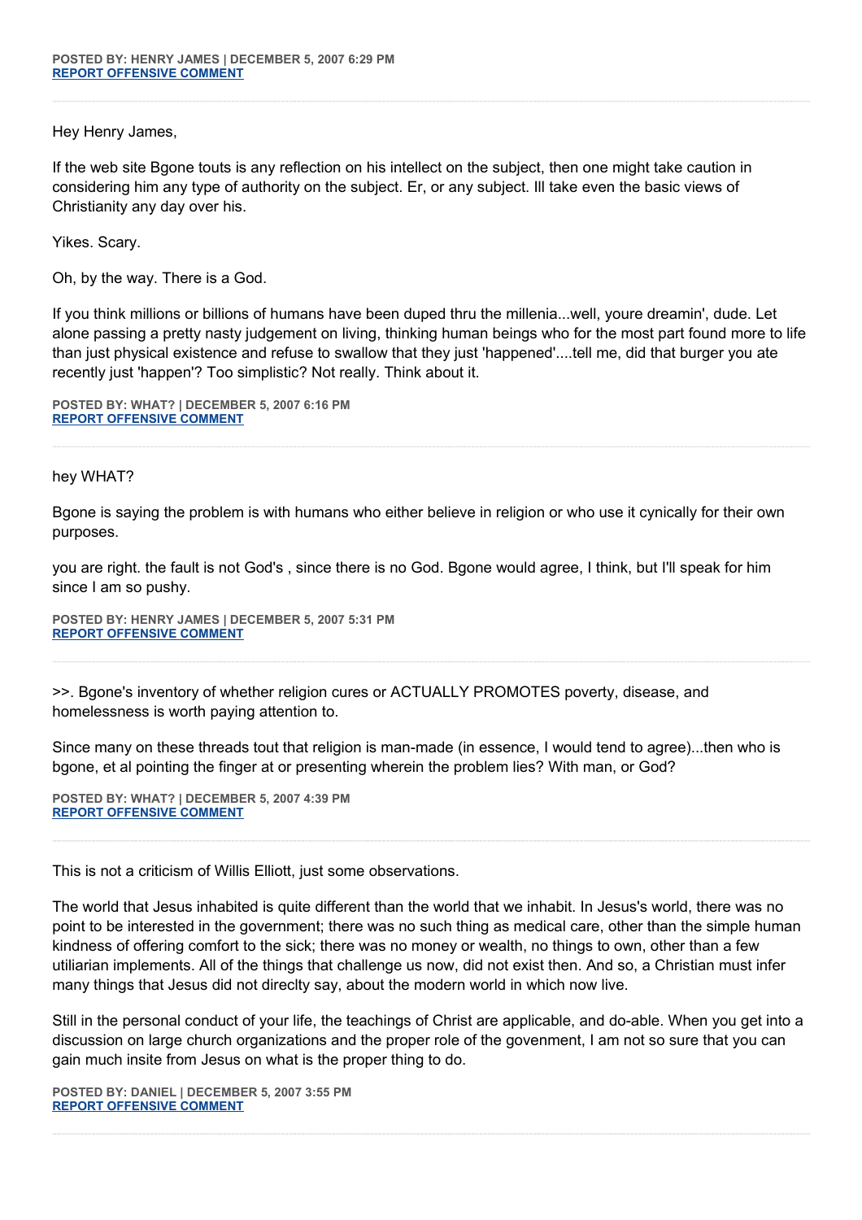**POSTED BY: HENRY JAMES | DECEMBER 5, 2007 6:29 PM**
**REPORT OFFENSIVE COMMENT**

---

Hey Henry James,

If the web site Bgone touts is any reflection on his intellect on the subject, then one might take caution in considering him any type of authority on the subject. Er, or any subject. Ill take even the basic views of Christianity any day over his.

Yikes. Scary.

Oh, by the way. There is a God.

If you think millions or billions of humans have been duped thru the millenia...well, youre dreamin', dude. Let alone passing a pretty nasty judgement on living, thinking human beings who for the most part found more to life than just physical existence and refuse to swallow that they just 'happened'....tell me, did that burger you ate recently just 'happen'? Too simplistic? Not really. Think about it.

**POSTED BY: WHAT? | DECEMBER 5, 2007 6:16 PM**
**REPORT OFFENSIVE COMMENT**

---

hey WHAT?

Bgone is saying the problem is with humans who either believe in religion or who use it cynically for their own purposes.

you are right. the fault is not God's , since there is no God. Bgone would agree, I think, but I'll speak for him since I am so pushy.

**POSTED BY: HENRY JAMES | DECEMBER 5, 2007 5:31 PM**
**REPORT OFFENSIVE COMMENT**

---

>>. Bgone's inventory of whether religion cures or ACTUALLY PROMOTES poverty, disease, and homelessness is worth paying attention to.

Since many on these threads tout that religion is man-made (in essence, I would tend to agree)...then who is bgone, et al pointing the finger at or presenting wherein the problem lies? With man, or God?

**POSTED BY: WHAT? | DECEMBER 5, 2007 4:39 PM**
**REPORT OFFENSIVE COMMENT**

---

This is not a criticism of Willis Elliott, just some observations.

The world that Jesus inhabited is quite different than the world that we inhabit. In Jesus's world, there was no point to be interested in the government; there was no such thing as medical care, other than the simple human kindness of offering comfort to the sick; there was no money or wealth, no things to own, other than a few utiliarian implements. All of the things that challenge us now, did not exist then. And so, a Christian must infer many things that Jesus did not direclty say, about the modern world in which now live.

Still in the personal conduct of your life, the teachings of Christ are applicable, and do-able. When you get into a discussion on large church organizations and the proper role of the govenment, I am not so sure that you can gain much insite from Jesus on what is the proper thing to do.

**POSTED BY: DANIEL | DECEMBER 5, 2007 3:55 PM**
**REPORT OFFENSIVE COMMENT**

---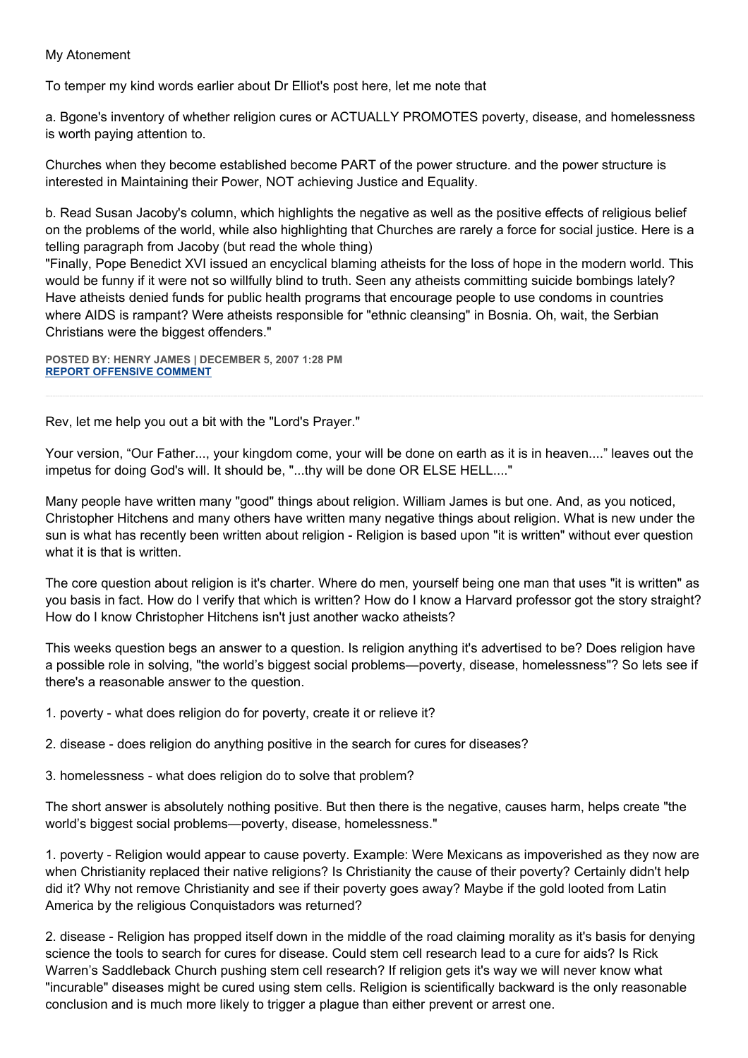My Atonement

To temper my kind words earlier about Dr Elliot's post here, let me note that

a. Bgone's inventory of whether religion cures or ACTUALLY PROMOTES poverty, disease, and homelessness is worth paying attention to.

Churches when they become established become PART of the power structure. and the power structure is interested in Maintaining their Power, NOT achieving Justice and Equality.

b. Read Susan Jacoby's column, which highlights the negative as well as the positive effects of religious belief on the problems of the world, while also highlighting that Churches are rarely a force for social justice. Here is a telling paragraph from Jacoby (but read the whole thing)
"Finally, Pope Benedict XVI issued an encyclical blaming atheists for the loss of hope in the modern world. This would be funny if it were not so willfully blind to truth. Seen any atheists committing suicide bombings lately? Have atheists denied funds for public health programs that encourage people to use condoms in countries where AIDS is rampant? Were atheists responsible for "ethnic cleansing" in Bosnia. Oh, wait, the Serbian Christians were the biggest offenders."

**POSTED BY: HENRY JAMES | DECEMBER 5, 2007 1:28 PM**
**REPORT OFFENSIVE COMMENT**

---

Rev, let me help you out a bit with the "Lord's Prayer."

Your version, "Our Father..., your kingdom come, your will be done on earth as it is in heaven...." leaves out the impetus for doing God's will. It should be, "...thy will be done OR ELSE HELL...."

Many people have written many "good" things about religion. William James is but one. And, as you noticed, Christopher Hitchens and many others have written many negative things about religion. What is new under the sun is what has recently been written about religion - Religion is based upon "it is written" without ever question what it is that is written.

The core question about religion is it's charter. Where do men, yourself being one man that uses "it is written" as you basis in fact. How do I verify that which is written? How do I know a Harvard professor got the story straight? How do I know Christopher Hitchens isn't just another wacko atheists?

This weeks question begs an answer to a question. Is religion anything it's advertised to be? Does religion have a possible role in solving, "the world's biggest social problems—poverty, disease, homelessness"? So lets see if there's a reasonable answer to the question.

1. poverty - what does religion do for poverty, create it or relieve it?

2. disease - does religion do anything positive in the search for cures for diseases?

3. homelessness - what does religion do to solve that problem?

The short answer is absolutely nothing positive. But then there is the negative, causes harm, helps create "the world's biggest social problems—poverty, disease, homelessness."

1. poverty - Religion would appear to cause poverty. Example: Were Mexicans as impoverished as they now are when Christianity replaced their native religions? Is Christianity the cause of their poverty? Certainly didn't help did it? Why not remove Christianity and see if their poverty goes away? Maybe if the gold looted from Latin America by the religious Conquistadors was returned?

2. disease - Religion has propped itself down in the middle of the road claiming morality as it's basis for denying science the tools to search for cures for disease. Could stem cell research lead to a cure for aids? Is Rick Warren's Saddleback Church pushing stem cell research? If religion gets it's way we will never know what "incurable" diseases might be cured using stem cells. Religion is scientifically backward is the only reasonable conclusion and is much more likely to trigger a plague than either prevent or arrest one.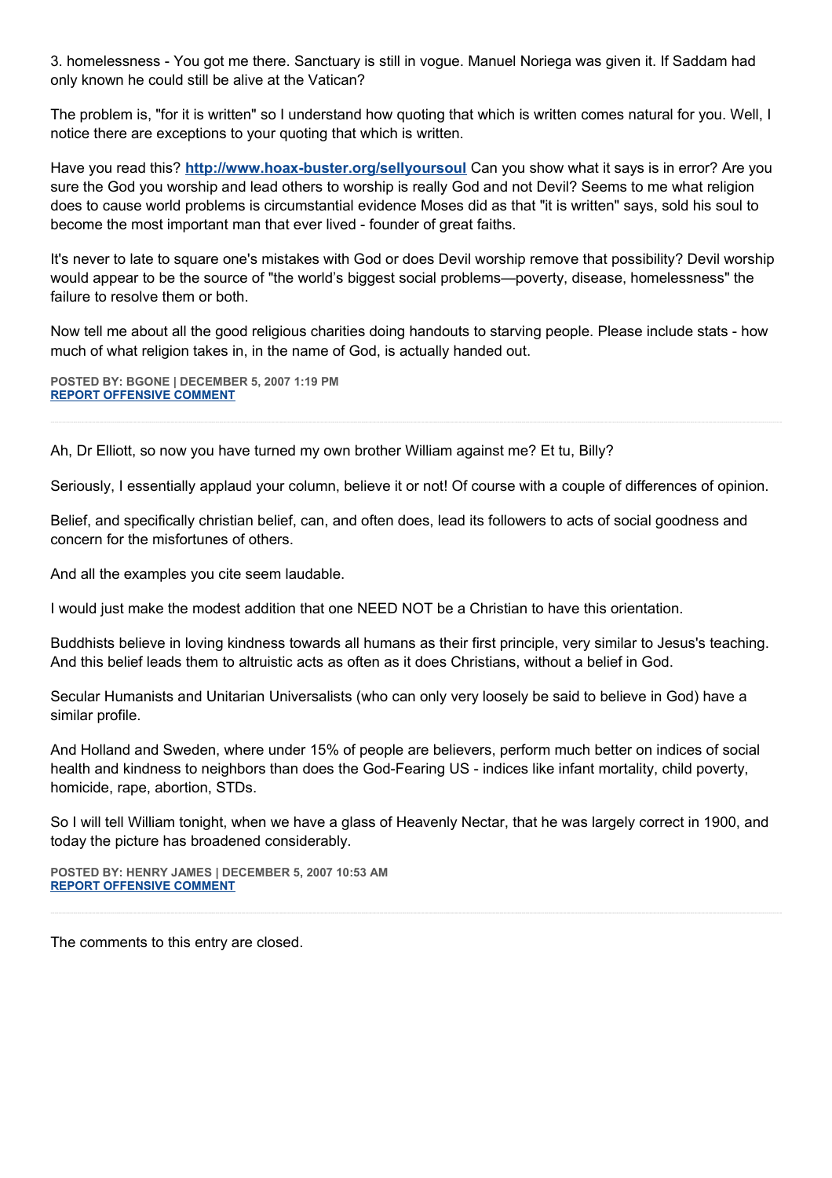3. homelessness - You got me there. Sanctuary is still in vogue. Manuel Noriega was given it. If Saddam had only known he could still be alive at the Vatican?

The problem is, "for it is written" so I understand how quoting that which is written comes natural for you. Well, I notice there are exceptions to your quoting that which is written.

Have you read this? **http://www.hoax-buster.org/sellyoursoul** Can you show what it says is in error? Are you sure the God you worship and lead others to worship is really God and not Devil? Seems to me what religion does to cause world problems is circumstantial evidence Moses did as that "it is written" says, sold his soul to become the most important man that ever lived - founder of great faiths.

It's never to late to square one's mistakes with God or does Devil worship remove that possibility? Devil worship would appear to be the source of "the world's biggest social problems—poverty, disease, homelessness" the failure to resolve them or both.

Now tell me about all the good religious charities doing handouts to starving people. Please include stats - how much of what religion takes in, in the name of God, is actually handed out.

**POSTED BY: BGONE | DECEMBER 5, 2007 1:19 PM**
**REPORT OFFENSIVE COMMENT**

---

Ah, Dr Elliott, so now you have turned my own brother William against me? Et tu, Billy?

Seriously, I essentially applaud your column, believe it or not! Of course with a couple of differences of opinion.

Belief, and specifically christian belief, can, and often does, lead its followers to acts of social goodness and concern for the misfortunes of others.

And all the examples you cite seem laudable.

I would just make the modest addition that one NEED NOT be a Christian to have this orientation.

Buddhists believe in loving kindness towards all humans as their first principle, very similar to Jesus's teaching. And this belief leads them to altruistic acts as often as it does Christians, without a belief in God.

Secular Humanists and Unitarian Universalists (who can only very loosely be said to believe in God) have a similar profile.

And Holland and Sweden, where under 15% of people are believers, perform much better on indices of social health and kindness to neighbors than does the God-Fearing US - indices like infant mortality, child poverty, homicide, rape, abortion, STDs.

So I will tell William tonight, when we have a glass of Heavenly Nectar, that he was largely correct in 1900, and today the picture has broadened considerably.

**POSTED BY: HENRY JAMES | DECEMBER 5, 2007 10:53 AM**
**REPORT OFFENSIVE COMMENT**

---

The comments to this entry are closed.